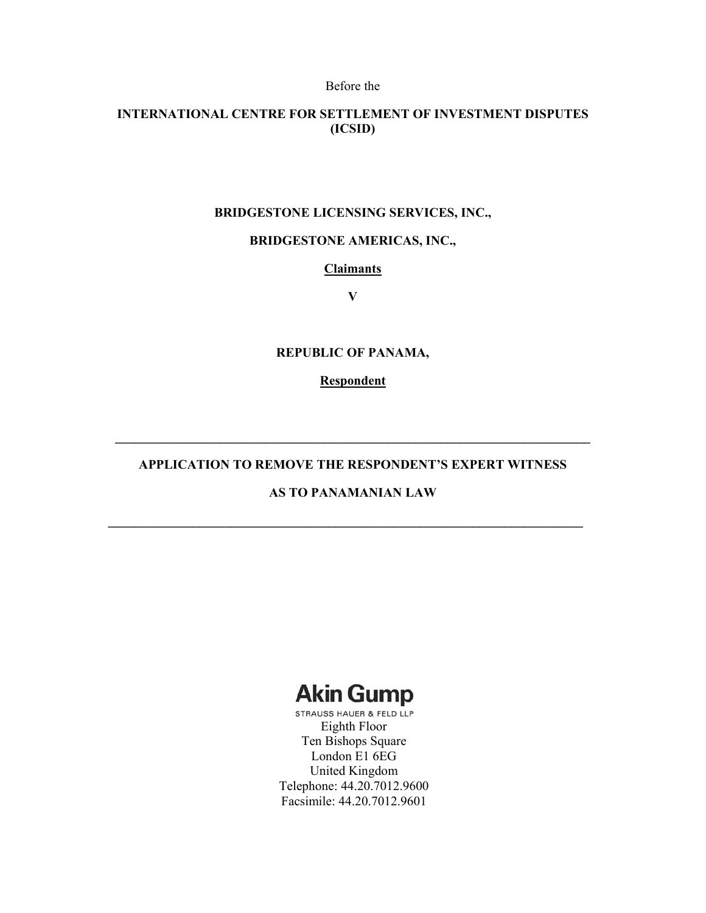Before the

**INTERNATIONAL CENTRE FOR SETTLEMENT OF INVESTMENT DISPUTES (ICSID)**

**BRIDGESTONE LICENSING SERVICES, INC.,**

**BRIDGESTONE AMERICAS, INC.,**

**Claimants**

**V**

**REPUBLIC OF PANAMA,**

**Respondent**

---

**APPLICATION TO REMOVE THE RESPONDENT'S EXPERT WITNESS**

**AS TO PANAMANIAN LAW**

---

Akin Gump

STRAUSS HAUER & FELD LLP

Eighth Floor
Ten Bishops Square
London E1 6EG
United Kingdom
Telephone: 44.20.7012.9600
Facsimile: 44.20.7012.9601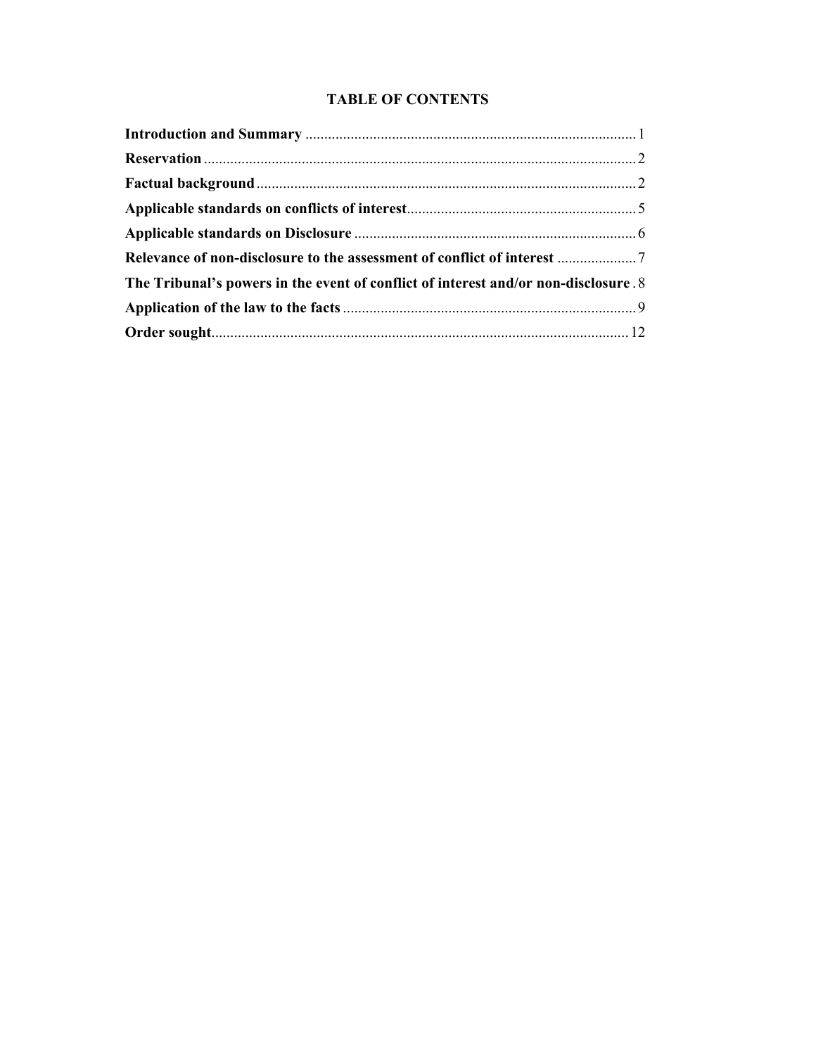# TABLE OF CONTENTS

**Introduction and Summary** ........................................................................................ 1

**Reservation** ................................................................................................................. 2

**Factual background** .................................................................................................... 2

**Applicable standards on conflicts of interest** ............................................................ 5

**Applicable standards on Disclosure** .......................................................................... 6

**Relevance of non-disclosure to the assessment of conflict of interest** ..................... 7

**The Tribunal's powers in the event of conflict of interest and/or non-disclosure** . 8

**Application of the law to the facts** ............................................................................. 9

**Order sought** .............................................................................................................. 12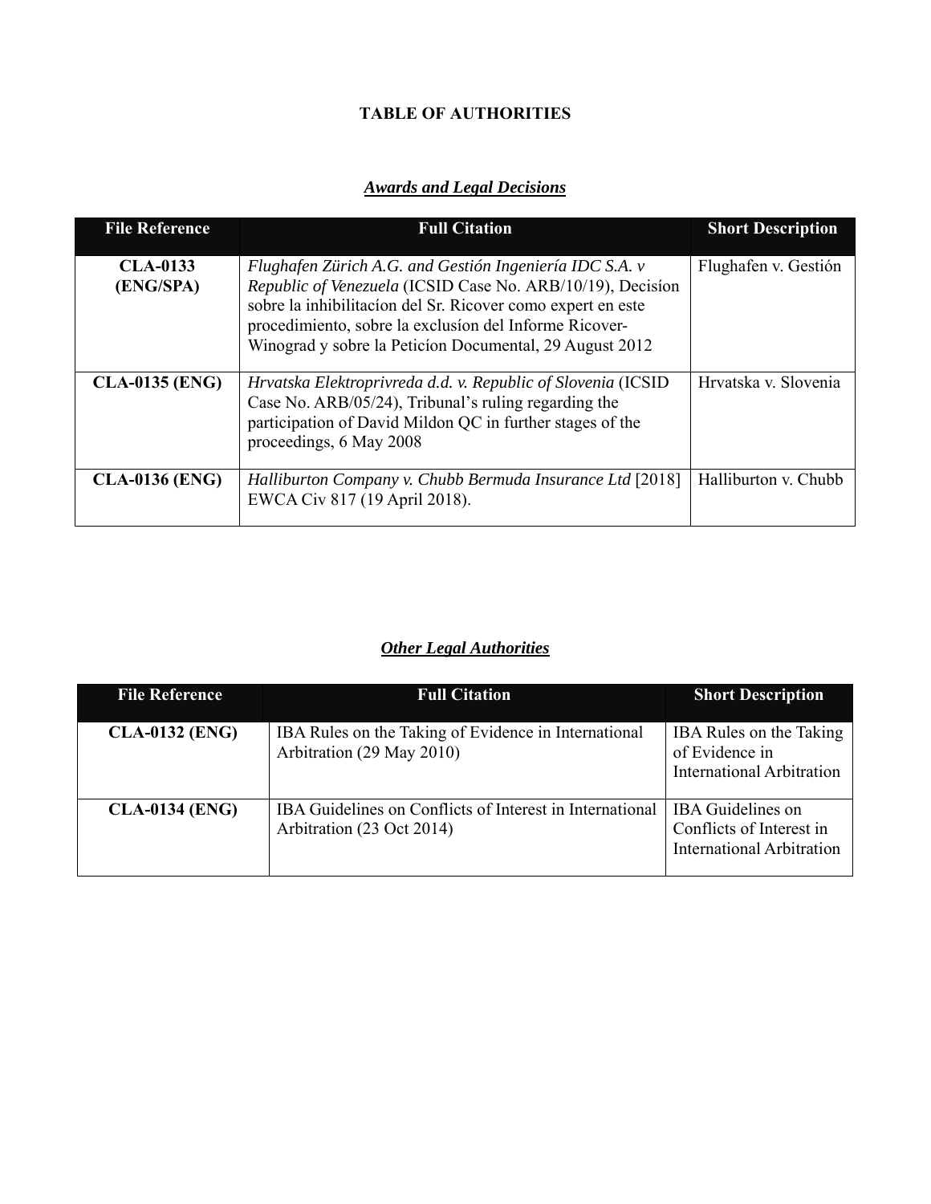# TABLE OF AUTHORITIES

## ***Awards and Legal Decisions***

| File Reference | Full Citation | Short Description |
|---|---|---|
| **CLA-0133 (ENG/SPA)** | *Flughafen Zürich A.G. and Gestión Ingeniería IDC S.A. v Republic of Venezuela* (ICSID Case No. ARB/10/19), Decisíon sobre la inhibilitacíon del Sr. Ricover como expert en este procedimiento, sobre la exclusíon del Informe Ricover-Winograd y sobre la Peticíon Documental, 29 August 2012 | Flughafen v. Gestión |
| **CLA-0135 (ENG)** | *Hrvatska Elektroprivreda d.d. v. Republic of Slovenia* (ICSID Case No. ARB/05/24), Tribunal's ruling regarding the participation of David Mildon QC in further stages of the proceedings, 6 May 2008 | Hrvatska v. Slovenia |
| **CLA-0136 (ENG)** | *Halliburton Company v. Chubb Bermuda Insurance Ltd* [2018] EWCA Civ 817 (19 April 2018). | Halliburton v. Chubb |

## ***Other Legal Authorities***

| File Reference | Full Citation | Short Description |
|---|---|---|
| **CLA-0132 (ENG)** | IBA Rules on the Taking of Evidence in International Arbitration (29 May 2010) | IBA Rules on the Taking of Evidence in International Arbitration |
| **CLA-0134 (ENG)** | IBA Guidelines on Conflicts of Interest in International Arbitration (23 Oct 2014) | IBA Guidelines on Conflicts of Interest in International Arbitration |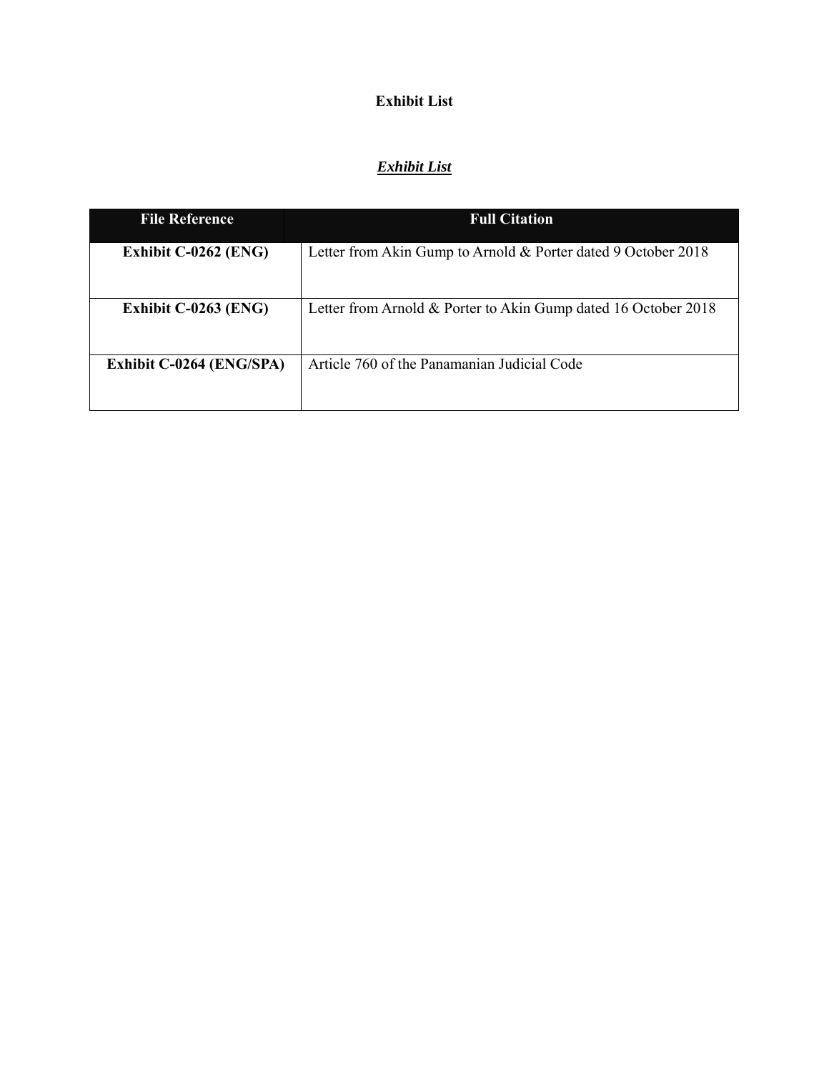**Exhibit List**

***Exhibit List***

| File Reference | Full Citation |
| --- | --- |
| **Exhibit C-0262 (ENG)** | Letter from Akin Gump to Arnold & Porter dated 9 October 2018 |
| **Exhibit C-0263 (ENG)** | Letter from Arnold & Porter to Akin Gump dated 16 October 2018 |
| **Exhibit C-0264 (ENG/SPA)** | Article 760 of the Panamanian Judicial Code |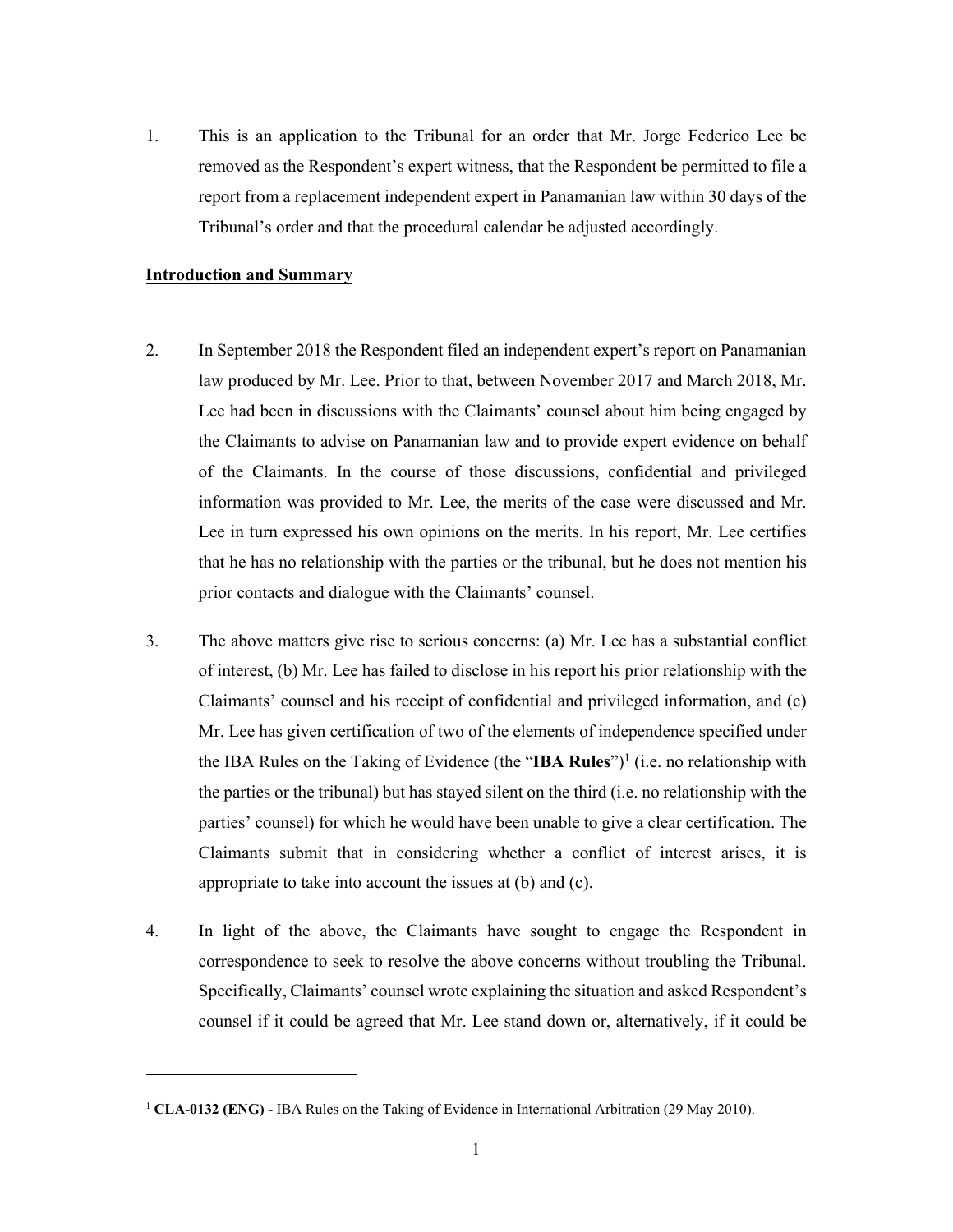1. This is an application to the Tribunal for an order that Mr. Jorge Federico Lee be removed as the Respondent's expert witness, that the Respondent be permitted to file a report from a replacement independent expert in Panamanian law within 30 days of the Tribunal's order and that the procedural calendar be adjusted accordingly.

**Introduction and Summary**

2. In September 2018 the Respondent filed an independent expert's report on Panamanian law produced by Mr. Lee. Prior to that, between November 2017 and March 2018, Mr. Lee had been in discussions with the Claimants' counsel about him being engaged by the Claimants to advise on Panamanian law and to provide expert evidence on behalf of the Claimants. In the course of those discussions, confidential and privileged information was provided to Mr. Lee, the merits of the case were discussed and Mr. Lee in turn expressed his own opinions on the merits. In his report, Mr. Lee certifies that he has no relationship with the parties or the tribunal, but he does not mention his prior contacts and dialogue with the Claimants' counsel.

3. The above matters give rise to serious concerns: (a) Mr. Lee has a substantial conflict of interest, (b) Mr. Lee has failed to disclose in his report his prior relationship with the Claimants' counsel and his receipt of confidential and privileged information, and (c) Mr. Lee has given certification of two of the elements of independence specified under the IBA Rules on the Taking of Evidence (the "**IBA Rules**")[1] (i.e. no relationship with the parties or the tribunal) but has stayed silent on the third (i.e. no relationship with the parties' counsel) for which he would have been unable to give a clear certification. The Claimants submit that in considering whether a conflict of interest arises, it is appropriate to take into account the issues at (b) and (c).

4. In light of the above, the Claimants have sought to engage the Respondent in correspondence to seek to resolve the above concerns without troubling the Tribunal. Specifically, Claimants' counsel wrote explaining the situation and asked Respondent's counsel if it could be agreed that Mr. Lee stand down or, alternatively, if it could be

[1] **CLA-0132 (ENG) -** IBA Rules on the Taking of Evidence in International Arbitration (29 May 2010).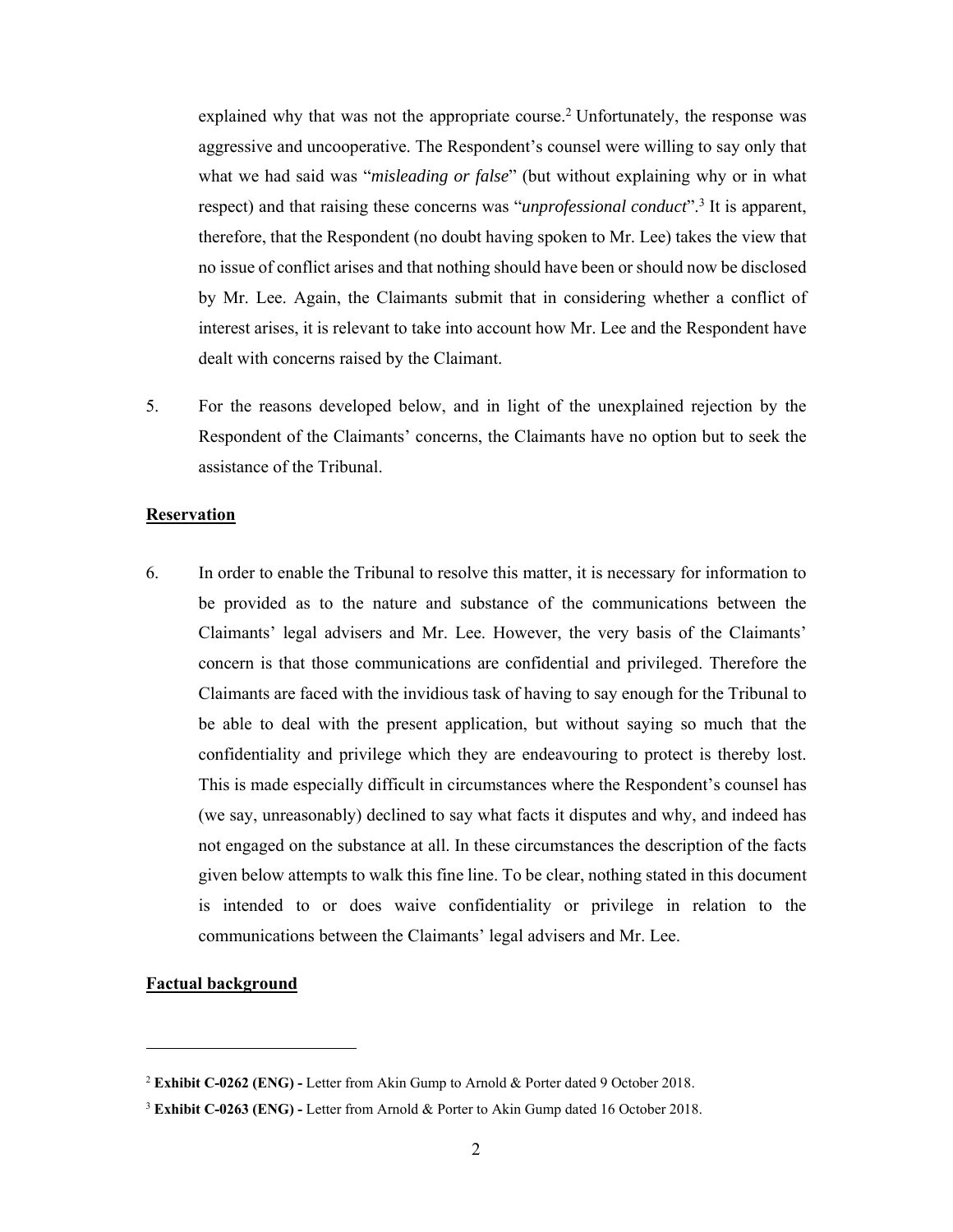explained why that was not the appropriate course.[2] Unfortunately, the response was aggressive and uncooperative. The Respondent's counsel were willing to say only that what we had said was "*misleading or false*" (but without explaining why or in what respect) and that raising these concerns was "*unprofessional conduct*".[3] It is apparent, therefore, that the Respondent (no doubt having spoken to Mr. Lee) takes the view that no issue of conflict arises and that nothing should have been or should now be disclosed by Mr. Lee. Again, the Claimants submit that in considering whether a conflict of interest arises, it is relevant to take into account how Mr. Lee and the Respondent have dealt with concerns raised by the Claimant.

5. For the reasons developed below, and in light of the unexplained rejection by the Respondent of the Claimants' concerns, the Claimants have no option but to seek the assistance of the Tribunal.

**Reservation**

6. In order to enable the Tribunal to resolve this matter, it is necessary for information to be provided as to the nature and substance of the communications between the Claimants' legal advisers and Mr. Lee. However, the very basis of the Claimants' concern is that those communications are confidential and privileged. Therefore the Claimants are faced with the invidious task of having to say enough for the Tribunal to be able to deal with the present application, but without saying so much that the confidentiality and privilege which they are endeavouring to protect is thereby lost. This is made especially difficult in circumstances where the Respondent's counsel has (we say, unreasonably) declined to say what facts it disputes and why, and indeed has not engaged on the substance at all. In these circumstances the description of the facts given below attempts to walk this fine line. To be clear, nothing stated in this document is intended to or does waive confidentiality or privilege in relation to the communications between the Claimants' legal advisers and Mr. Lee.

**Factual background**

---

[2] **Exhibit C-0262 (ENG) -** Letter from Akin Gump to Arnold & Porter dated 9 October 2018.

[3] **Exhibit C-0263 (ENG) -** Letter from Arnold & Porter to Akin Gump dated 16 October 2018.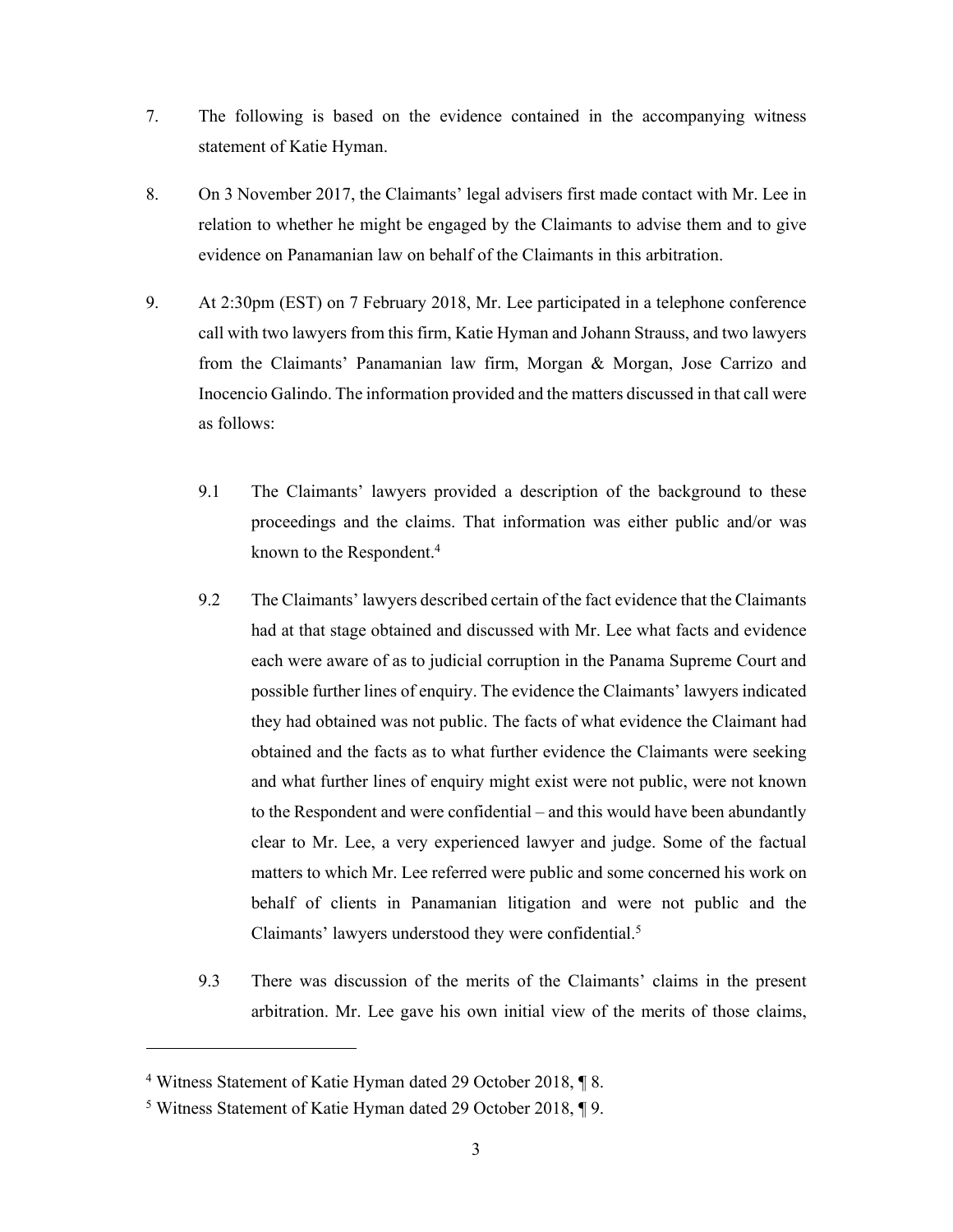7. The following is based on the evidence contained in the accompanying witness statement of Katie Hyman.

8. On 3 November 2017, the Claimants' legal advisers first made contact with Mr. Lee in relation to whether he might be engaged by the Claimants to advise them and to give evidence on Panamanian law on behalf of the Claimants in this arbitration.

9. At 2:30pm (EST) on 7 February 2018, Mr. Lee participated in a telephone conference call with two lawyers from this firm, Katie Hyman and Johann Strauss, and two lawyers from the Claimants' Panamanian law firm, Morgan & Morgan, Jose Carrizo and Inocencio Galindo. The information provided and the matters discussed in that call were as follows:

   9.1 The Claimants' lawyers provided a description of the background to these proceedings and the claims. That information was either public and/or was known to the Respondent.[4]

   9.2 The Claimants' lawyers described certain of the fact evidence that the Claimants had at that stage obtained and discussed with Mr. Lee what facts and evidence each were aware of as to judicial corruption in the Panama Supreme Court and possible further lines of enquiry. The evidence the Claimants' lawyers indicated they had obtained was not public. The facts of what evidence the Claimant had obtained and the facts as to what further evidence the Claimants were seeking and what further lines of enquiry might exist were not public, were not known to the Respondent and were confidential – and this would have been abundantly clear to Mr. Lee, a very experienced lawyer and judge. Some of the factual matters to which Mr. Lee referred were public and some concerned his work on behalf of clients in Panamanian litigation and were not public and the Claimants' lawyers understood they were confidential.[5]

   9.3 There was discussion of the merits of the Claimants' claims in the present arbitration. Mr. Lee gave his own initial view of the merits of those claims,

---

[4] Witness Statement of Katie Hyman dated 29 October 2018, ¶ 8.

[5] Witness Statement of Katie Hyman dated 29 October 2018, ¶ 9.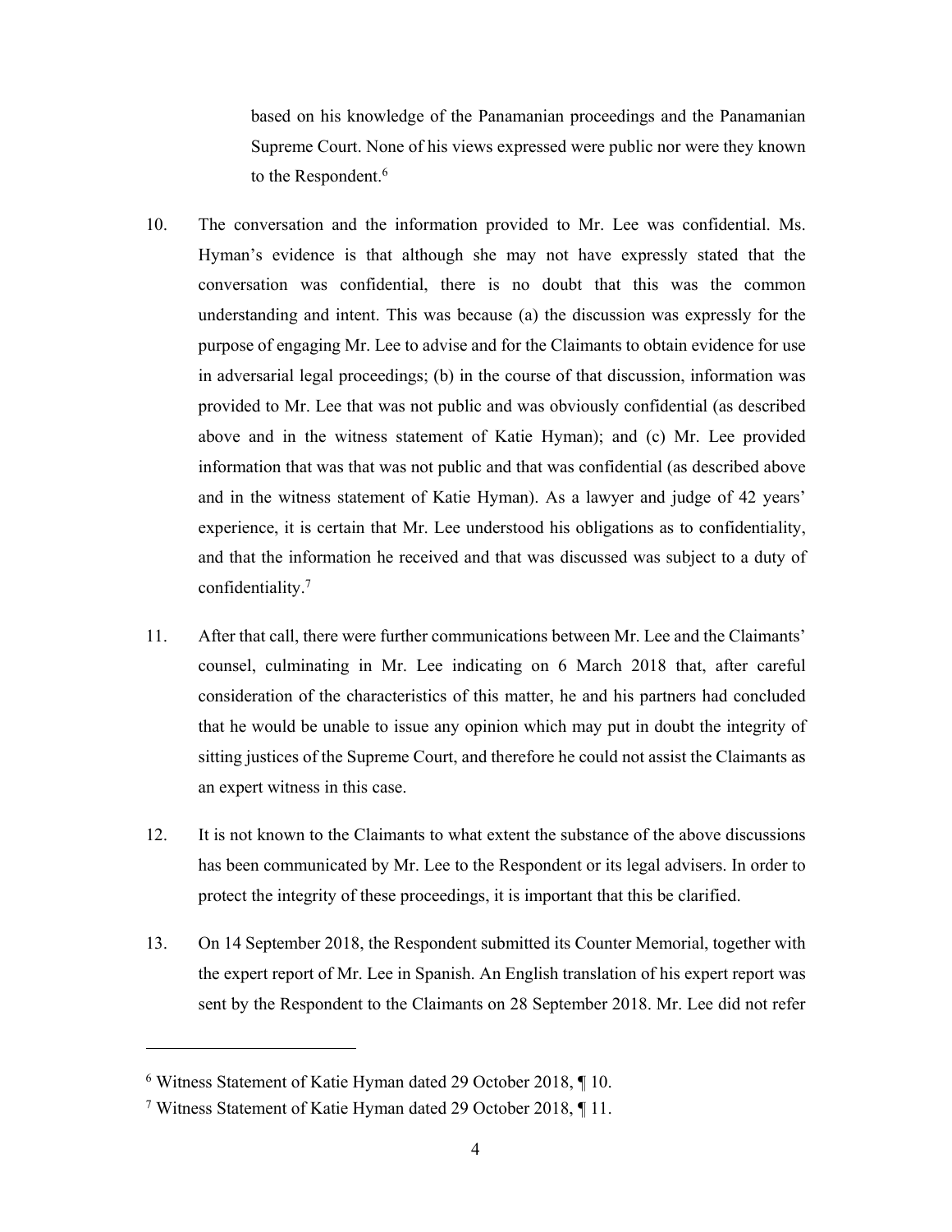based on his knowledge of the Panamanian proceedings and the Panamanian Supreme Court. None of his views expressed were public nor were they known to the Respondent.[6]

10. The conversation and the information provided to Mr. Lee was confidential. Ms. Hyman's evidence is that although she may not have expressly stated that the conversation was confidential, there is no doubt that this was the common understanding and intent. This was because (a) the discussion was expressly for the purpose of engaging Mr. Lee to advise and for the Claimants to obtain evidence for use in adversarial legal proceedings; (b) in the course of that discussion, information was provided to Mr. Lee that was not public and was obviously confidential (as described above and in the witness statement of Katie Hyman); and (c) Mr. Lee provided information that was that was not public and that was confidential (as described above and in the witness statement of Katie Hyman). As a lawyer and judge of 42 years' experience, it is certain that Mr. Lee understood his obligations as to confidentiality, and that the information he received and that was discussed was subject to a duty of confidentiality.[7]

11. After that call, there were further communications between Mr. Lee and the Claimants' counsel, culminating in Mr. Lee indicating on 6 March 2018 that, after careful consideration of the characteristics of this matter, he and his partners had concluded that he would be unable to issue any opinion which may put in doubt the integrity of sitting justices of the Supreme Court, and therefore he could not assist the Claimants as an expert witness in this case.

12. It is not known to the Claimants to what extent the substance of the above discussions has been communicated by Mr. Lee to the Respondent or its legal advisers. In order to protect the integrity of these proceedings, it is important that this be clarified.

13. On 14 September 2018, the Respondent submitted its Counter Memorial, together with the expert report of Mr. Lee in Spanish. An English translation of his expert report was sent by the Respondent to the Claimants on 28 September 2018. Mr. Lee did not refer

---

[6] Witness Statement of Katie Hyman dated 29 October 2018, ¶ 10.

[7] Witness Statement of Katie Hyman dated 29 October 2018, ¶ 11.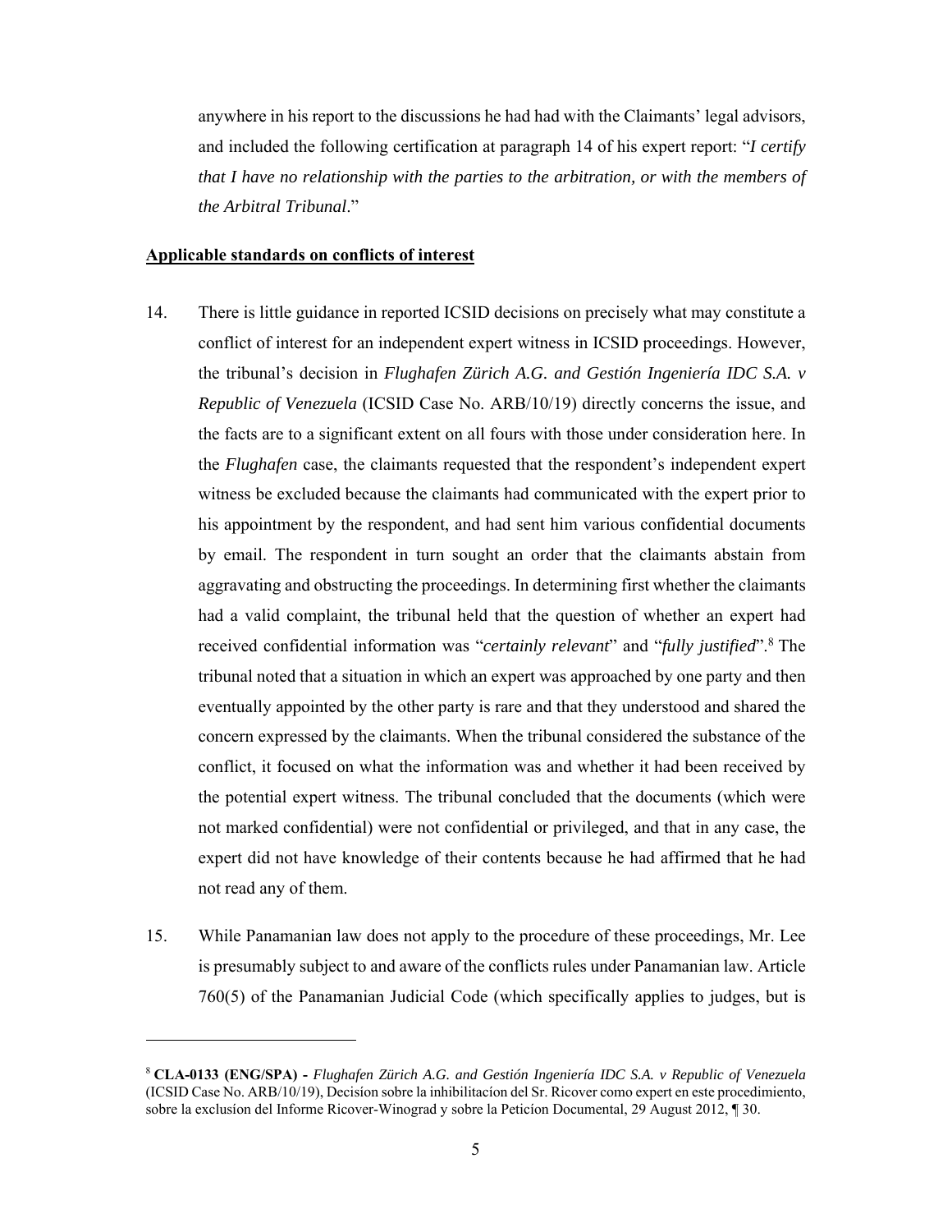anywhere in his report to the discussions he had had with the Claimants' legal advisors, and included the following certification at paragraph 14 of his expert report: "*I certify that I have no relationship with the parties to the arbitration, or with the members of the Arbitral Tribunal*."

**Applicable standards on conflicts of interest**

14. There is little guidance in reported ICSID decisions on precisely what may constitute a conflict of interest for an independent expert witness in ICSID proceedings. However, the tribunal's decision in *Flughafen Zürich A.G. and Gestión Ingeniería IDC S.A. v Republic of Venezuela* (ICSID Case No. ARB/10/19) directly concerns the issue, and the facts are to a significant extent on all fours with those under consideration here. In the *Flughafen* case, the claimants requested that the respondent's independent expert witness be excluded because the claimants had communicated with the expert prior to his appointment by the respondent, and had sent him various confidential documents by email. The respondent in turn sought an order that the claimants abstain from aggravating and obstructing the proceedings. In determining first whether the claimants had a valid complaint, the tribunal held that the question of whether an expert had received confidential information was "*certainly relevant*" and "*fully justified*".[8] The tribunal noted that a situation in which an expert was approached by one party and then eventually appointed by the other party is rare and that they understood and shared the concern expressed by the claimants. When the tribunal considered the substance of the conflict, it focused on what the information was and whether it had been received by the potential expert witness. The tribunal concluded that the documents (which were not marked confidential) were not confidential or privileged, and that in any case, the expert did not have knowledge of their contents because he had affirmed that he had not read any of them.

15. While Panamanian law does not apply to the procedure of these proceedings, Mr. Lee is presumably subject to and aware of the conflicts rules under Panamanian law. Article 760(5) of the Panamanian Judicial Code (which specifically applies to judges, but is

[8] **CLA-0133 (ENG/SPA) -** *Flughafen Zürich A.G. and Gestión Ingeniería IDC S.A. v Republic of Venezuela* (ICSID Case No. ARB/10/19), Decisíon sobre la inhibilitacíon del Sr. Ricover como expert en este procedimiento, sobre la exclusíon del Informe Ricover-Winograd y sobre la Peticíon Documental, 29 August 2012, ¶ 30.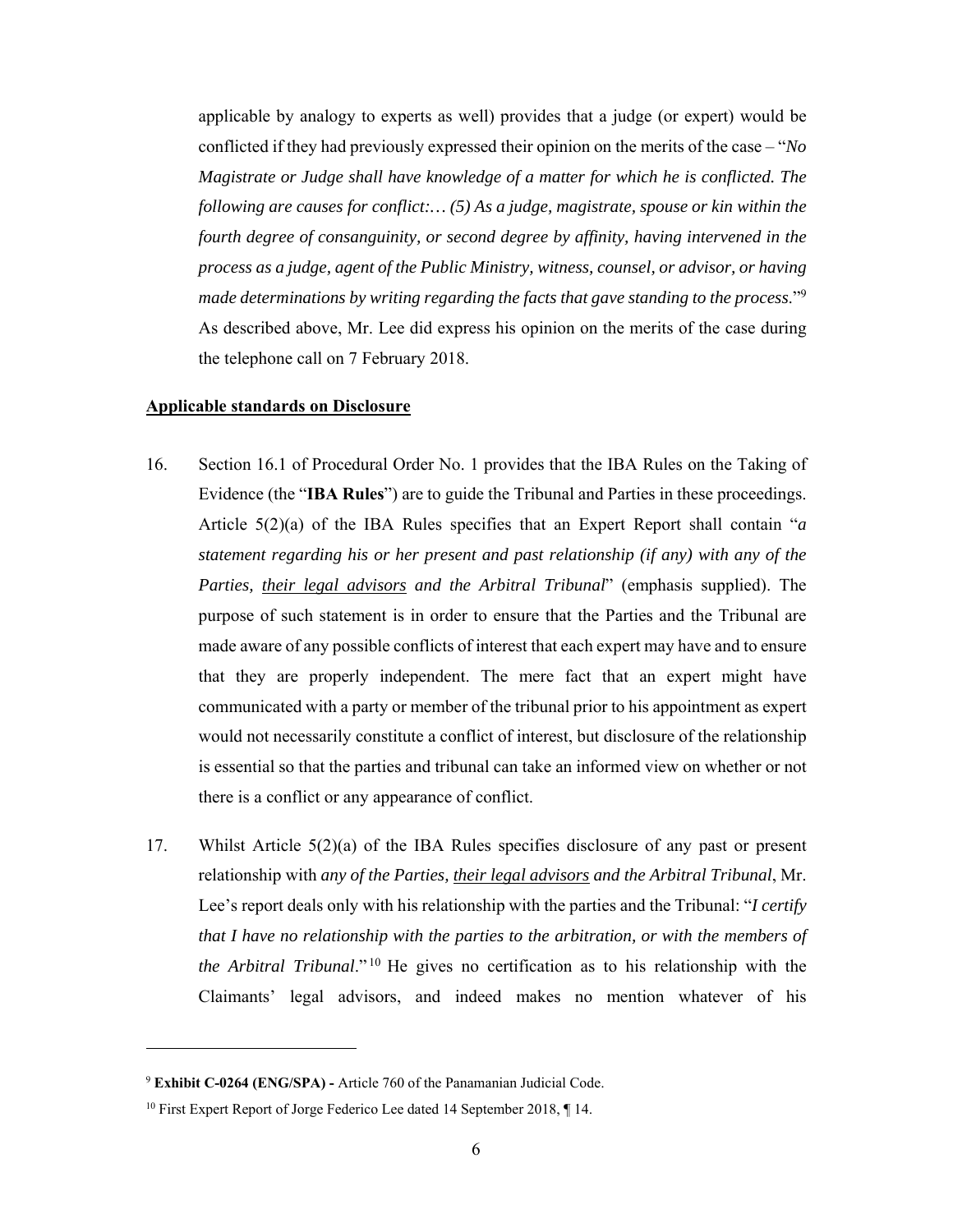applicable by analogy to experts as well) provides that a judge (or expert) would be conflicted if they had previously expressed their opinion on the merits of the case – "*No Magistrate or Judge shall have knowledge of a matter for which he is conflicted. The following are causes for conflict:… (5) As a judge, magistrate, spouse or kin within the fourth degree of consanguinity, or second degree by affinity, having intervened in the process as a judge, agent of the Public Ministry, witness, counsel, or advisor, or having made determinations by writing regarding the facts that gave standing to the process*."[9] As described above, Mr. Lee did express his opinion on the merits of the case during the telephone call on 7 February 2018.

**Applicable standards on Disclosure**

16. Section 16.1 of Procedural Order No. 1 provides that the IBA Rules on the Taking of Evidence (the "**IBA Rules**") are to guide the Tribunal and Parties in these proceedings. Article 5(2)(a) of the IBA Rules specifies that an Expert Report shall contain "*a statement regarding his or her present and past relationship (if any) with any of the Parties, their legal advisors and the Arbitral Tribunal*" (emphasis supplied). The purpose of such statement is in order to ensure that the Parties and the Tribunal are made aware of any possible conflicts of interest that each expert may have and to ensure that they are properly independent. The mere fact that an expert might have communicated with a party or member of the tribunal prior to his appointment as expert would not necessarily constitute a conflict of interest, but disclosure of the relationship is essential so that the parties and tribunal can take an informed view on whether or not there is a conflict or any appearance of conflict.

17. Whilst Article 5(2)(a) of the IBA Rules specifies disclosure of any past or present relationship with *any of the Parties, their legal advisors and the Arbitral Tribunal*, Mr. Lee's report deals only with his relationship with the parties and the Tribunal: "*I certify that I have no relationship with the parties to the arbitration, or with the members of the Arbitral Tribunal*."[10] He gives no certification as to his relationship with the Claimants' legal advisors, and indeed makes no mention whatever of his

---

[9] **Exhibit C-0264 (ENG/SPA) -** Article 760 of the Panamanian Judicial Code.

[10] First Expert Report of Jorge Federico Lee dated 14 September 2018, ¶ 14.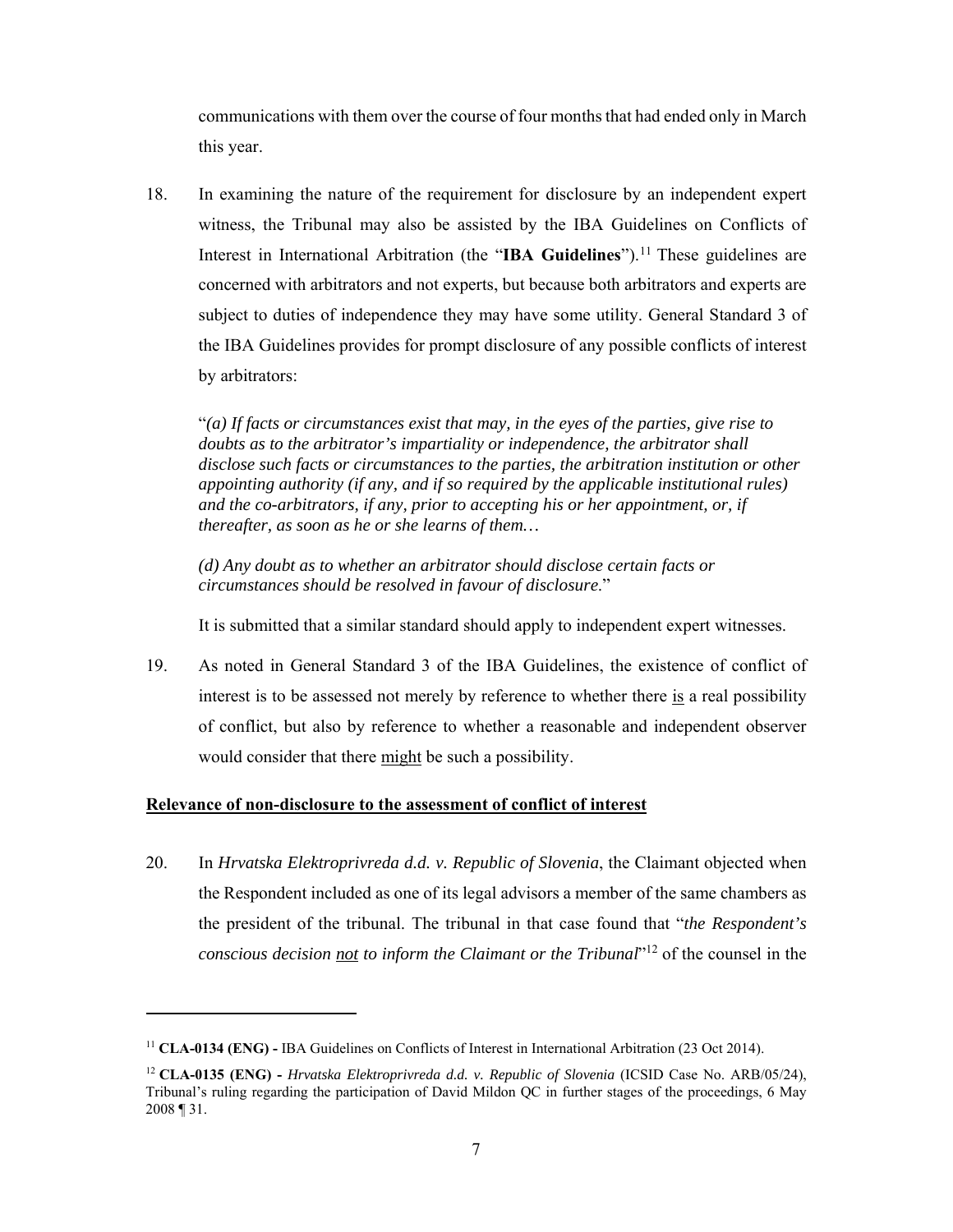communications with them over the course of four months that had ended only in March this year.

18. In examining the nature of the requirement for disclosure by an independent expert witness, the Tribunal may also be assisted by the IBA Guidelines on Conflicts of Interest in International Arbitration (the "**IBA Guidelines**").[11] These guidelines are concerned with arbitrators and not experts, but because both arbitrators and experts are subject to duties of independence they may have some utility. General Standard 3 of the IBA Guidelines provides for prompt disclosure of any possible conflicts of interest by arbitrators:

   "*(a) If facts or circumstances exist that may, in the eyes of the parties, give rise to doubts as to the arbitrator's impartiality or independence, the arbitrator shall disclose such facts or circumstances to the parties, the arbitration institution or other appointing authority (if any, and if so required by the applicable institutional rules) and the co-arbitrators, if any, prior to accepting his or her appointment, or, if thereafter, as soon as he or she learns of them…*

   *(d) Any doubt as to whether an arbitrator should disclose certain facts or circumstances should be resolved in favour of disclosure.*"

   It is submitted that a similar standard should apply to independent expert witnesses.

19. As noted in General Standard 3 of the IBA Guidelines, the existence of conflict of interest is to be assessed not merely by reference to whether there <u>is</u> a real possibility of conflict, but also by reference to whether a reasonable and independent observer would consider that there <u>might</u> be such a possibility.

**<u>Relevance of non-disclosure to the assessment of conflict of interest</u>**

20. In *Hrvatska Elektroprivreda d.d. v. Republic of Slovenia*, the Claimant objected when the Respondent included as one of its legal advisors a member of the same chambers as the president of the tribunal. The tribunal in that case found that "*the Respondent's conscious decision <u>not</u> to inform the Claimant or the Tribunal*"[12] of the counsel in the

---

[11] **CLA-0134 (ENG) -** IBA Guidelines on Conflicts of Interest in International Arbitration (23 Oct 2014).

[12] **CLA-0135 (ENG) -** *Hrvatska Elektroprivreda d.d. v. Republic of Slovenia* (ICSID Case No. ARB/05/24), Tribunal's ruling regarding the participation of David Mildon QC in further stages of the proceedings, 6 May 2008 ¶ 31.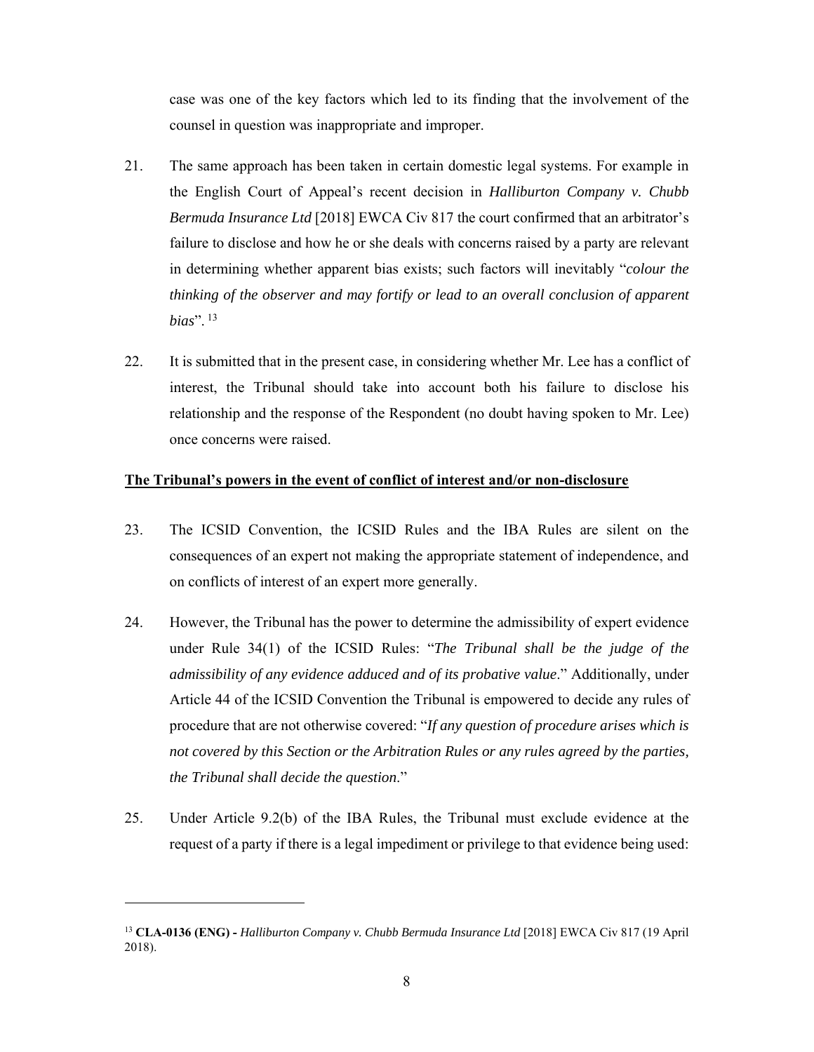case was one of the key factors which led to its finding that the involvement of the counsel in question was inappropriate and improper.

21. The same approach has been taken in certain domestic legal systems. For example in the English Court of Appeal's recent decision in *Halliburton Company v. Chubb Bermuda Insurance Ltd* [2018] EWCA Civ 817 the court confirmed that an arbitrator's failure to disclose and how he or she deals with concerns raised by a party are relevant in determining whether apparent bias exists; such factors will inevitably "*colour the thinking of the observer and may fortify or lead to an overall conclusion of apparent bias*".[13]

22. It is submitted that in the present case, in considering whether Mr. Lee has a conflict of interest, the Tribunal should take into account both his failure to disclose his relationship and the response of the Respondent (no doubt having spoken to Mr. Lee) once concerns were raised.

**The Tribunal's powers in the event of conflict of interest and/or non-disclosure**

23. The ICSID Convention, the ICSID Rules and the IBA Rules are silent on the consequences of an expert not making the appropriate statement of independence, and on conflicts of interest of an expert more generally.

24. However, the Tribunal has the power to determine the admissibility of expert evidence under Rule 34(1) of the ICSID Rules: "*The Tribunal shall be the judge of the admissibility of any evidence adduced and of its probative value*." Additionally, under Article 44 of the ICSID Convention the Tribunal is empowered to decide any rules of procedure that are not otherwise covered: "*If any question of procedure arises which is not covered by this Section or the Arbitration Rules or any rules agreed by the parties, the Tribunal shall decide the question*."

25. Under Article 9.2(b) of the IBA Rules, the Tribunal must exclude evidence at the request of a party if there is a legal impediment or privilege to that evidence being used:

---

[13] **CLA-0136 (ENG) -** *Halliburton Company v. Chubb Bermuda Insurance Ltd* [2018] EWCA Civ 817 (19 April 2018).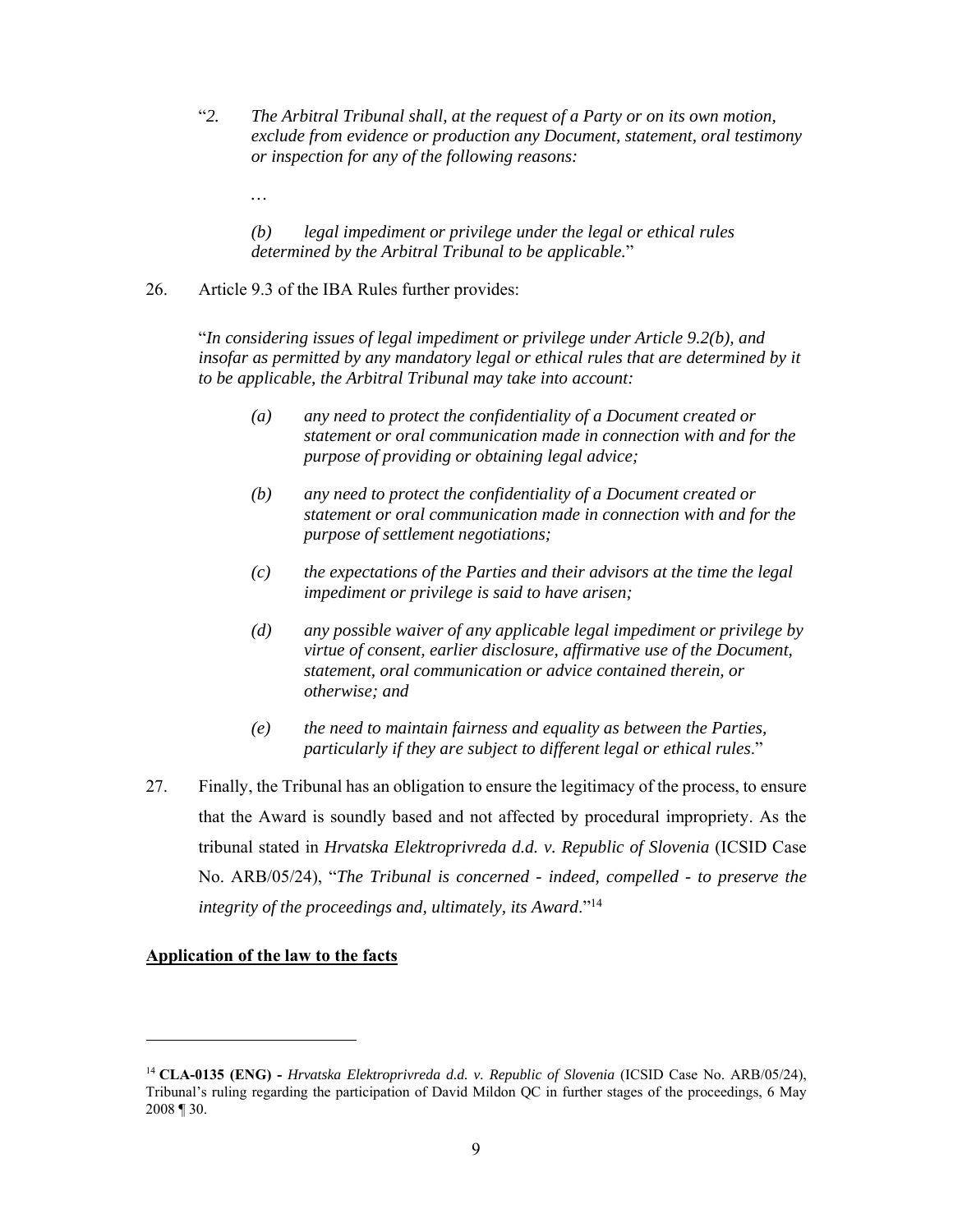"*2. The Arbitral Tribunal shall, at the request of a Party or on its own motion, exclude from evidence or production any Document, statement, oral testimony or inspection for any of the following reasons:*

*…*

*(b) legal impediment or privilege under the legal or ethical rules determined by the Arbitral Tribunal to be applicable.*"

26. Article 9.3 of the IBA Rules further provides:

"*In considering issues of legal impediment or privilege under Article 9.2(b), and insofar as permitted by any mandatory legal or ethical rules that are determined by it to be applicable, the Arbitral Tribunal may take into account:*

> *(a) any need to protect the confidentiality of a Document created or statement or oral communication made in connection with and for the purpose of providing or obtaining legal advice;*
>
> *(b) any need to protect the confidentiality of a Document created or statement or oral communication made in connection with and for the purpose of settlement negotiations;*
>
> *(c) the expectations of the Parties and their advisors at the time the legal impediment or privilege is said to have arisen;*
>
> *(d) any possible waiver of any applicable legal impediment or privilege by virtue of consent, earlier disclosure, affirmative use of the Document, statement, oral communication or advice contained therein, or otherwise; and*
>
> *(e) the need to maintain fairness and equality as between the Parties, particularly if they are subject to different legal or ethical rules.*"

27. Finally, the Tribunal has an obligation to ensure the legitimacy of the process, to ensure that the Award is soundly based and not affected by procedural impropriety. As the tribunal stated in *Hrvatska Elektroprivreda d.d. v. Republic of Slovenia* (ICSID Case No. ARB/05/24), "*The Tribunal is concerned - indeed, compelled - to preserve the integrity of the proceedings and, ultimately, its Award*."[14]

**<u>Application of the law to the facts</u>**

---

[14] **CLA-0135 (ENG) -** *Hrvatska Elektroprivreda d.d. v. Republic of Slovenia* (ICSID Case No. ARB/05/24), Tribunal's ruling regarding the participation of David Mildon QC in further stages of the proceedings, 6 May 2008 ¶ 30.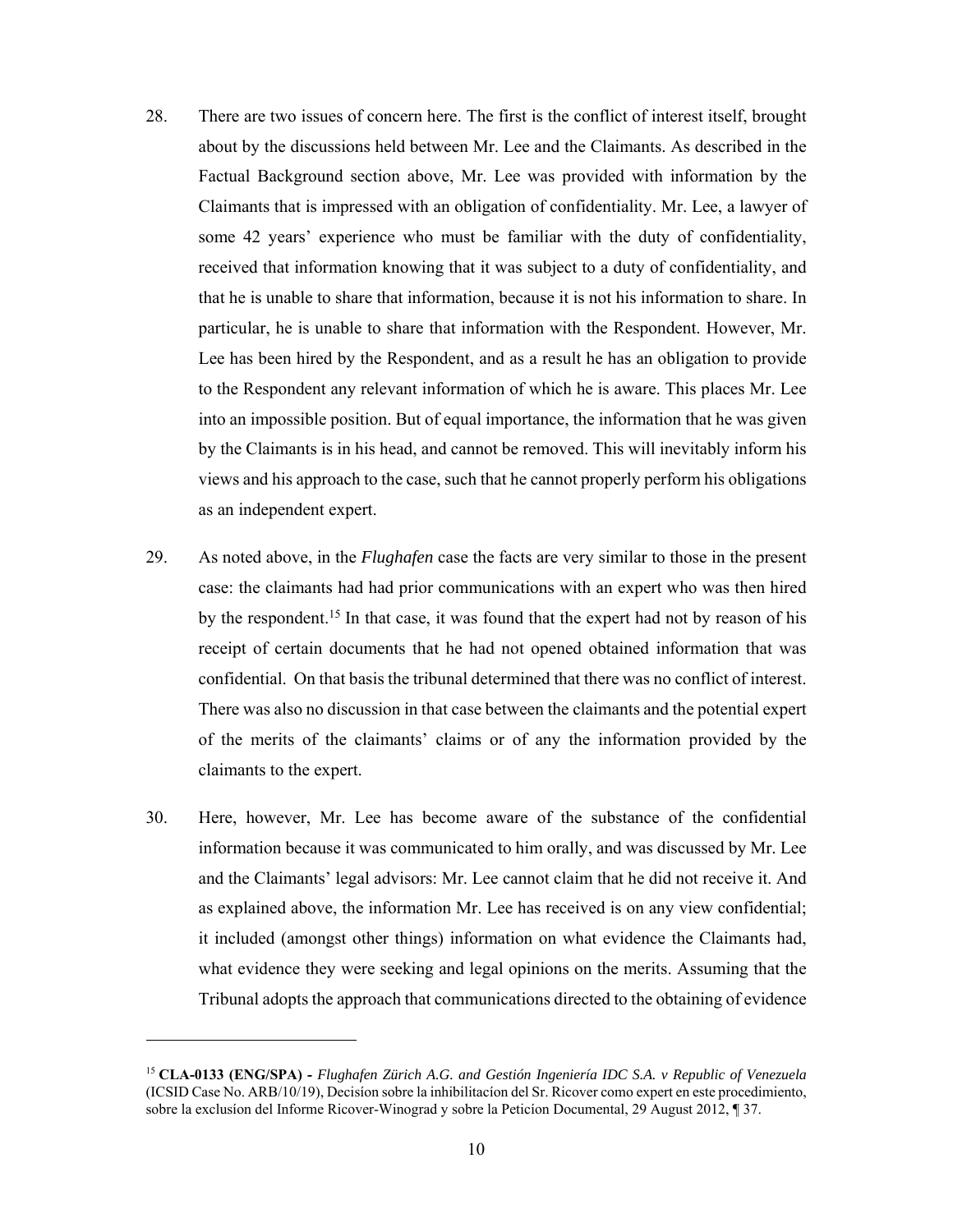28. There are two issues of concern here. The first is the conflict of interest itself, brought about by the discussions held between Mr. Lee and the Claimants. As described in the Factual Background section above, Mr. Lee was provided with information by the Claimants that is impressed with an obligation of confidentiality. Mr. Lee, a lawyer of some 42 years' experience who must be familiar with the duty of confidentiality, received that information knowing that it was subject to a duty of confidentiality, and that he is unable to share that information, because it is not his information to share. In particular, he is unable to share that information with the Respondent. However, Mr. Lee has been hired by the Respondent, and as a result he has an obligation to provide to the Respondent any relevant information of which he is aware. This places Mr. Lee into an impossible position. But of equal importance, the information that he was given by the Claimants is in his head, and cannot be removed. This will inevitably inform his views and his approach to the case, such that he cannot properly perform his obligations as an independent expert.

29. As noted above, in the *Flughafen* case the facts are very similar to those in the present case: the claimants had had prior communications with an expert who was then hired by the respondent.[15] In that case, it was found that the expert had not by reason of his receipt of certain documents that he had not opened obtained information that was confidential. On that basis the tribunal determined that there was no conflict of interest. There was also no discussion in that case between the claimants and the potential expert of the merits of the claimants' claims or of any the information provided by the claimants to the expert.

30. Here, however, Mr. Lee has become aware of the substance of the confidential information because it was communicated to him orally, and was discussed by Mr. Lee and the Claimants' legal advisors: Mr. Lee cannot claim that he did not receive it. And as explained above, the information Mr. Lee has received is on any view confidential; it included (amongst other things) information on what evidence the Claimants had, what evidence they were seeking and legal opinions on the merits. Assuming that the Tribunal adopts the approach that communications directed to the obtaining of evidence

---

[15] **CLA-0133 (ENG/SPA) -** *Flughafen Zürich A.G. and Gestión Ingeniería IDC S.A. v Republic of Venezuela* (ICSID Case No. ARB/10/19), Decisíon sobre la inhibilitacíon del Sr. Ricover como expert en este procedimiento, sobre la exclusíon del Informe Ricover-Winograd y sobre la Peticíon Documental, 29 August 2012, ¶ 37.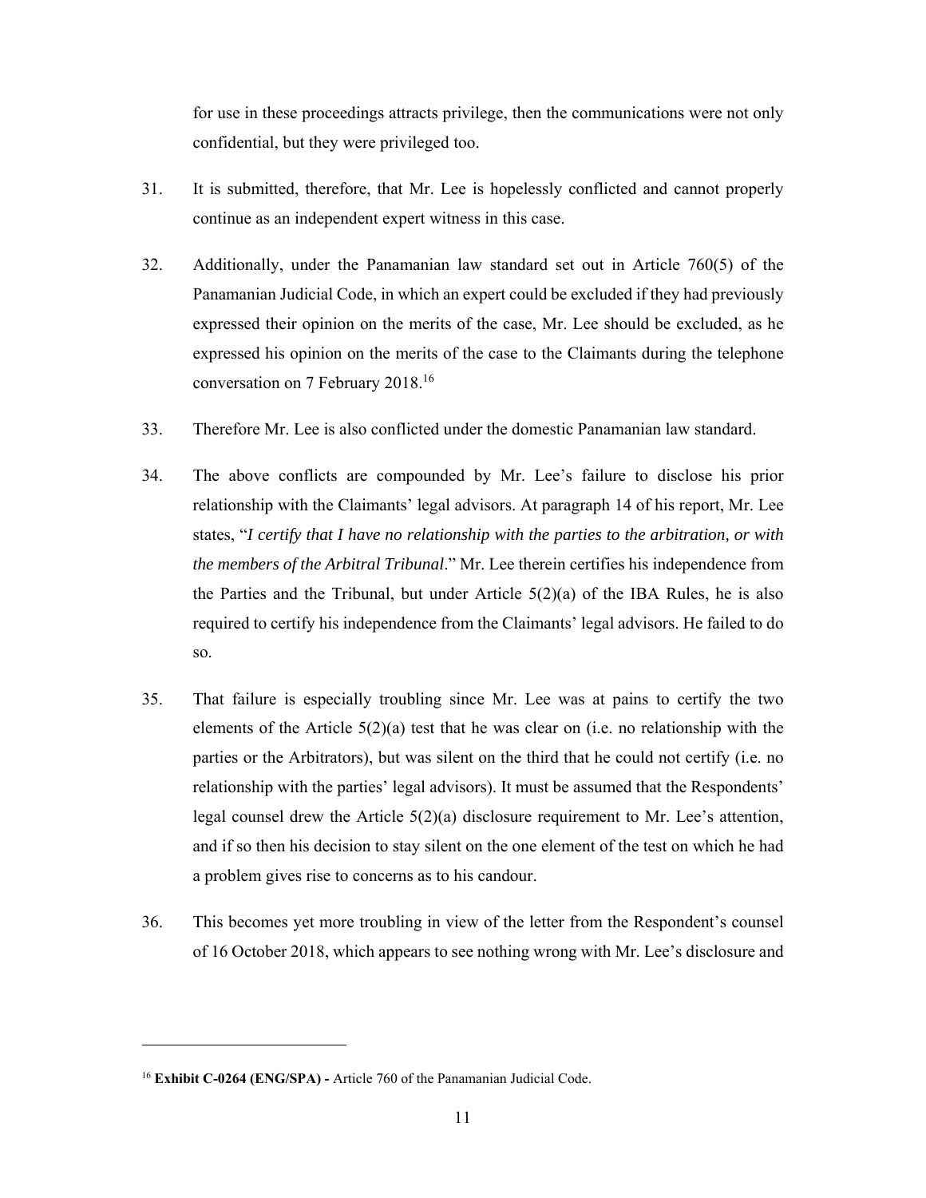for use in these proceedings attracts privilege, then the communications were not only confidential, but they were privileged too.

31. It is submitted, therefore, that Mr. Lee is hopelessly conflicted and cannot properly continue as an independent expert witness in this case.

32. Additionally, under the Panamanian law standard set out in Article 760(5) of the Panamanian Judicial Code, in which an expert could be excluded if they had previously expressed their opinion on the merits of the case, Mr. Lee should be excluded, as he expressed his opinion on the merits of the case to the Claimants during the telephone conversation on 7 February 2018.[16]

33. Therefore Mr. Lee is also conflicted under the domestic Panamanian law standard.

34. The above conflicts are compounded by Mr. Lee's failure to disclose his prior relationship with the Claimants' legal advisors. At paragraph 14 of his report, Mr. Lee states, "*I certify that I have no relationship with the parties to the arbitration, or with the members of the Arbitral Tribunal*." Mr. Lee therein certifies his independence from the Parties and the Tribunal, but under Article 5(2)(a) of the IBA Rules, he is also required to certify his independence from the Claimants' legal advisors. He failed to do so.

35. That failure is especially troubling since Mr. Lee was at pains to certify the two elements of the Article 5(2)(a) test that he was clear on (i.e. no relationship with the parties or the Arbitrators), but was silent on the third that he could not certify (i.e. no relationship with the parties' legal advisors). It must be assumed that the Respondents' legal counsel drew the Article 5(2)(a) disclosure requirement to Mr. Lee's attention, and if so then his decision to stay silent on the one element of the test on which he had a problem gives rise to concerns as to his candour.

36. This becomes yet more troubling in view of the letter from the Respondent's counsel of 16 October 2018, which appears to see nothing wrong with Mr. Lee's disclosure and

[16] **Exhibit C-0264 (ENG/SPA) -** Article 760 of the Panamanian Judicial Code.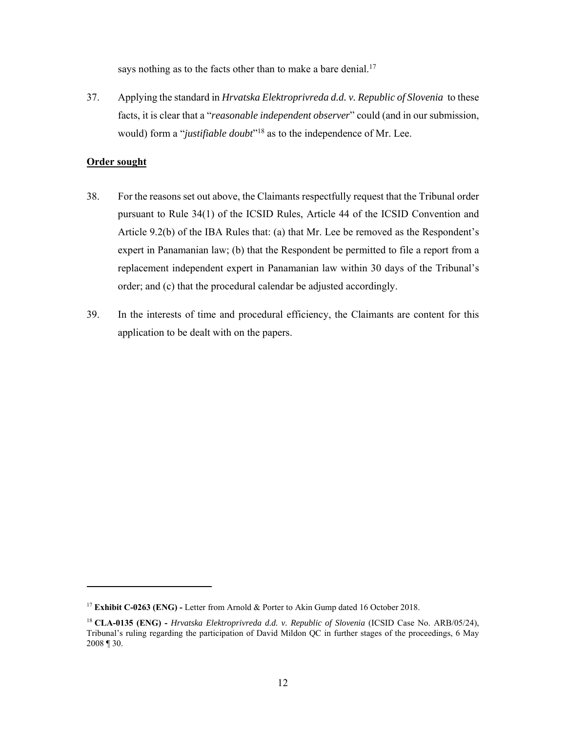says nothing as to the facts other than to make a bare denial.[17]

37. Applying the standard in *Hrvatska Elektroprivreda d.d. v. Republic of Slovenia* to these facts, it is clear that a "*reasonable independent observer*" could (and in our submission, would) form a "*justifiable doubt*"[18] as to the independence of Mr. Lee.

**Order sought**

38. For the reasons set out above, the Claimants respectfully request that the Tribunal order pursuant to Rule 34(1) of the ICSID Rules, Article 44 of the ICSID Convention and Article 9.2(b) of the IBA Rules that: (a) that Mr. Lee be removed as the Respondent's expert in Panamanian law; (b) that the Respondent be permitted to file a report from a replacement independent expert in Panamanian law within 30 days of the Tribunal's order; and (c) that the procedural calendar be adjusted accordingly.

39. In the interests of time and procedural efficiency, the Claimants are content for this application to be dealt with on the papers.

---

[17] **Exhibit C-0263 (ENG) -** Letter from Arnold & Porter to Akin Gump dated 16 October 2018.

[18] **CLA-0135 (ENG) -** *Hrvatska Elektroprivreda d.d. v. Republic of Slovenia* (ICSID Case No. ARB/05/24), Tribunal's ruling regarding the participation of David Mildon QC in further stages of the proceedings, 6 May 2008 ¶ 30.